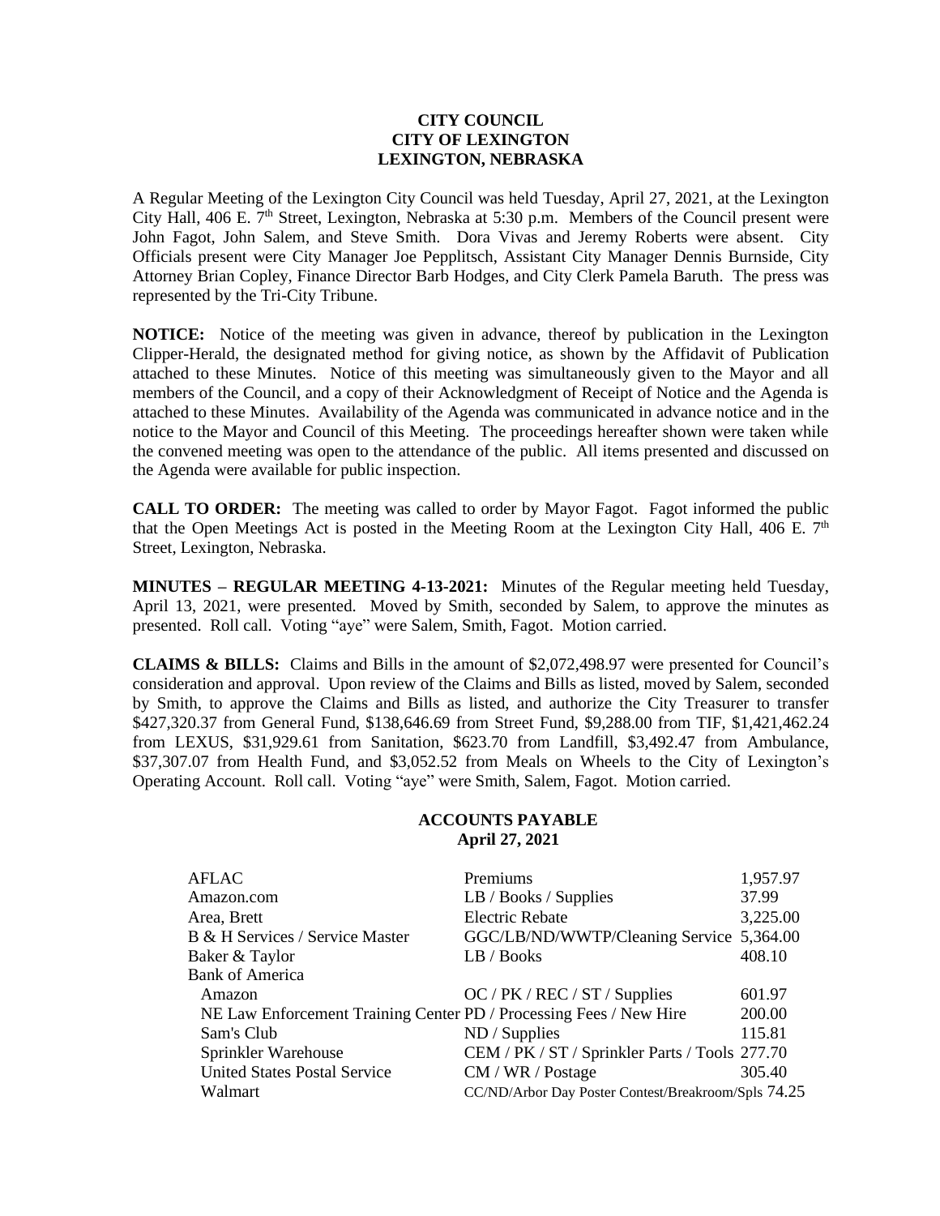**CITY COUNCIL**
**CITY OF LEXINGTON**
**LEXINGTON, NEBRASKA**

A Regular Meeting of the Lexington City Council was held Tuesday, April 27, 2021, at the Lexington City Hall, 406 E. 7th Street, Lexington, Nebraska at 5:30 p.m. Members of the Council present were John Fagot, John Salem, and Steve Smith. Dora Vivas and Jeremy Roberts were absent. City Officials present were City Manager Joe Pepplitsch, Assistant City Manager Dennis Burnside, City Attorney Brian Copley, Finance Director Barb Hodges, and City Clerk Pamela Baruth. The press was represented by the Tri-City Tribune.

**NOTICE:** Notice of the meeting was given in advance, thereof by publication in the Lexington Clipper-Herald, the designated method for giving notice, as shown by the Affidavit of Publication attached to these Minutes. Notice of this meeting was simultaneously given to the Mayor and all members of the Council, and a copy of their Acknowledgment of Receipt of Notice and the Agenda is attached to these Minutes. Availability of the Agenda was communicated in advance notice and in the notice to the Mayor and Council of this Meeting. The proceedings hereafter shown were taken while the convened meeting was open to the attendance of the public. All items presented and discussed on the Agenda were available for public inspection.

**CALL TO ORDER:** The meeting was called to order by Mayor Fagot. Fagot informed the public that the Open Meetings Act is posted in the Meeting Room at the Lexington City Hall, 406 E. 7th Street, Lexington, Nebraska.

**MINUTES – REGULAR MEETING 4-13-2021:** Minutes of the Regular meeting held Tuesday, April 13, 2021, were presented. Moved by Smith, seconded by Salem, to approve the minutes as presented. Roll call. Voting "aye" were Salem, Smith, Fagot. Motion carried.

**CLAIMS & BILLS:** Claims and Bills in the amount of $2,072,498.97 were presented for Council's consideration and approval. Upon review of the Claims and Bills as listed, moved by Salem, seconded by Smith, to approve the Claims and Bills as listed, and authorize the City Treasurer to transfer $427,320.37 from General Fund, $138,646.69 from Street Fund, $9,288.00 from TIF, $1,421,462.24 from LEXUS, $31,929.61 from Sanitation, $623.70 from Landfill, $3,492.47 from Ambulance, $37,307.07 from Health Fund, and $3,052.52 from Meals on Wheels to the City of Lexington's Operating Account. Roll call. Voting "aye" were Smith, Salem, Fagot. Motion carried.

**ACCOUNTS PAYABLE**
**April 27, 2021**

| | | |
|---|---|---|
| AFLAC | Premiums | 1,957.97 |
| Amazon.com | LB / Books / Supplies | 37.99 |
| Area, Brett | Electric Rebate | 3,225.00 |
| B & H Services / Service Master | GGC/LB/ND/WWTP/Cleaning Service | 5,364.00 |
| Baker & Taylor | LB / Books | 408.10 |
| Bank of America | | |
| Amazon | OC / PK / REC / ST / Supplies | 601.97 |
| NE Law Enforcement Training Center | PD / Processing Fees / New Hire | 200.00 |
| Sam's Club | ND / Supplies | 115.81 |
| Sprinkler Warehouse | CEM / PK / ST / Sprinkler Parts / Tools | 277.70 |
| United States Postal Service | CM / WR / Postage | 305.40 |
| Walmart | CC/ND/Arbor Day Poster Contest/Breakroom/Spls | 74.25 |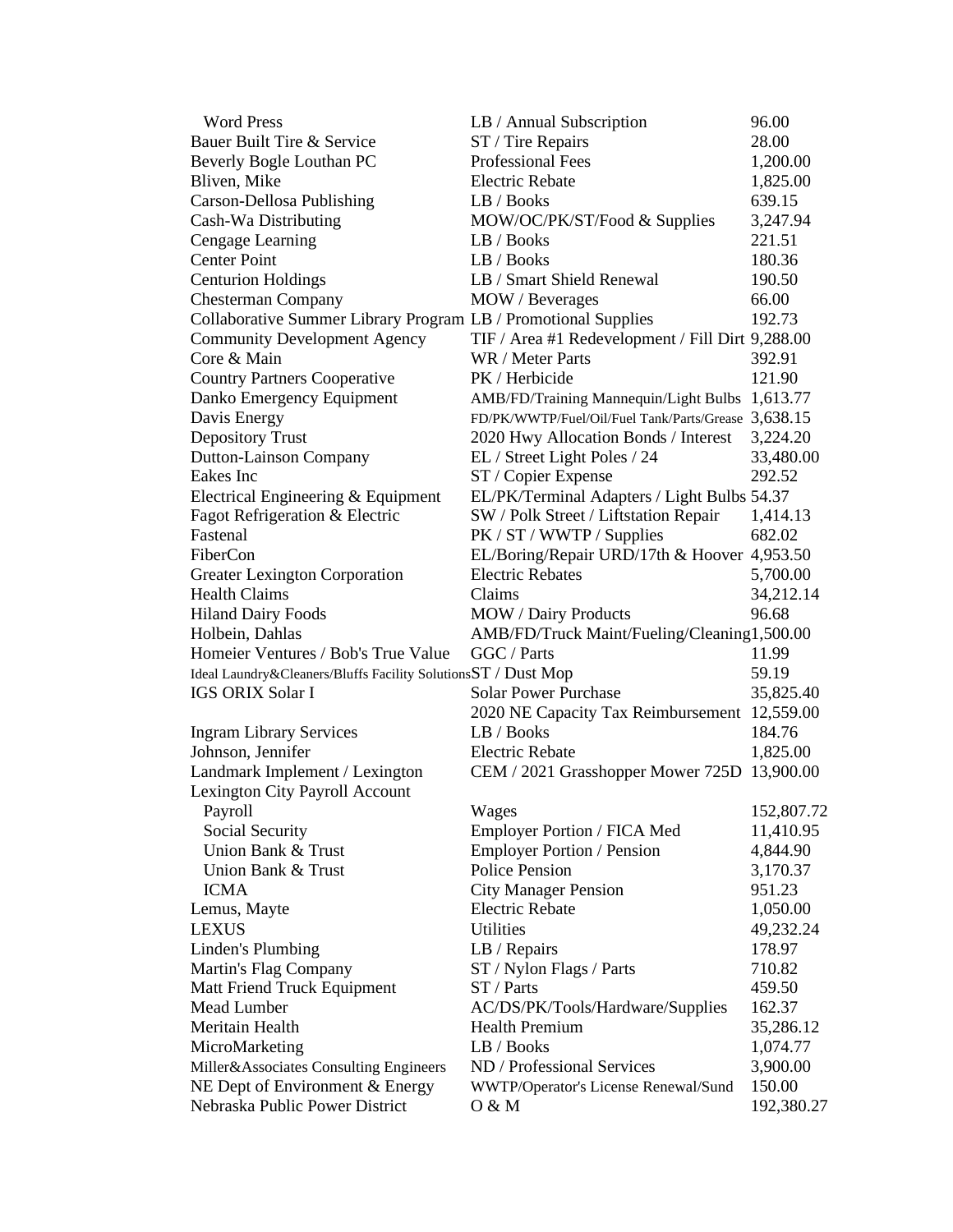| Vendor | Description | Amount |
|---|---|---|
| Word Press | LB / Annual Subscription | 96.00 |
| Bauer Built Tire & Service | ST / Tire Repairs | 28.00 |
| Beverly Bogle Louthan PC | Professional Fees | 1,200.00 |
| Bliven, Mike | Electric Rebate | 1,825.00 |
| Carson-Dellosa Publishing | LB / Books | 639.15 |
| Cash-Wa Distributing | MOW/OC/PK/ST/Food & Supplies | 3,247.94 |
| Cengage Learning | LB / Books | 221.51 |
| Center Point | LB / Books | 180.36 |
| Centurion Holdings | LB / Smart Shield Renewal | 190.50 |
| Chesterman Company | MOW / Beverages | 66.00 |
| Collaborative Summer Library Program | LB / Promotional Supplies | 192.73 |
| Community Development Agency | TIF / Area #1 Redevelopment / Fill Dirt | 9,288.00 |
| Core & Main | WR / Meter Parts | 392.91 |
| Country Partners Cooperative | PK / Herbicide | 121.90 |
| Danko Emergency Equipment | AMB/FD/Training Mannequin/Light Bulbs | 1,613.77 |
| Davis Energy | FD/PK/WWTP/Fuel/Oil/Fuel Tank/Parts/Grease | 3,638.15 |
| Depository Trust | 2020 Hwy Allocation Bonds / Interest | 3,224.20 |
| Dutton-Lainson Company | EL / Street Light Poles / 24 | 33,480.00 |
| Eakes Inc | ST / Copier Expense | 292.52 |
| Electrical Engineering & Equipment | EL/PK/Terminal Adapters / Light Bulbs | 54.37 |
| Fagot Refrigeration & Electric | SW / Polk Street / Liftstation Repair | 1,414.13 |
| Fastenal | PK / ST / WWTP / Supplies | 682.02 |
| FiberCon | EL/Boring/Repair URD/17th & Hoover | 4,953.50 |
| Greater Lexington Corporation | Electric Rebates | 5,700.00 |
| Health Claims | Claims | 34,212.14 |
| Hiland Dairy Foods | MOW / Dairy Products | 96.68 |
| Holbein, Dahlas | AMB/FD/Truck Maint/Fueling/Cleaning | 1,500.00 |
| Homeier Ventures / Bob's True Value | GGC / Parts | 11.99 |
| Ideal Laundry&Cleaners/Bluffs Facility Solutions | ST / Dust Mop | 59.19 |
| IGS ORIX Solar I | Solar Power Purchase | 35,825.40 |
| | 2020 NE Capacity Tax Reimbursement | 12,559.00 |
| Ingram Library Services | LB / Books | 184.76 |
| Johnson, Jennifer | Electric Rebate | 1,825.00 |
| Landmark Implement / Lexington | CEM / 2021 Grasshopper Mower 725D | 13,900.00 |
| Lexington City Payroll Account | | |
| Payroll | Wages | 152,807.72 |
| Social Security | Employer Portion / FICA Med | 11,410.95 |
| Union Bank & Trust | Employer Portion / Pension | 4,844.90 |
| Union Bank & Trust | Police Pension | 3,170.37 |
| ICMA | City Manager Pension | 951.23 |
| Lemus, Mayte | Electric Rebate | 1,050.00 |
| LEXUS | Utilities | 49,232.24 |
| Linden's Plumbing | LB / Repairs | 178.97 |
| Martin's Flag Company | ST / Nylon Flags / Parts | 710.82 |
| Matt Friend Truck Equipment | ST / Parts | 459.50 |
| Mead Lumber | AC/DS/PK/Tools/Hardware/Supplies | 162.37 |
| Meritain Health | Health Premium | 35,286.12 |
| MicroMarketing | LB / Books | 1,074.77 |
| Miller&Associates Consulting Engineers | ND / Professional Services | 3,900.00 |
| NE Dept of Environment & Energy | WWTP/Operator's License Renewal/Sund | 150.00 |
| Nebraska Public Power District | O & M | 192,380.27 |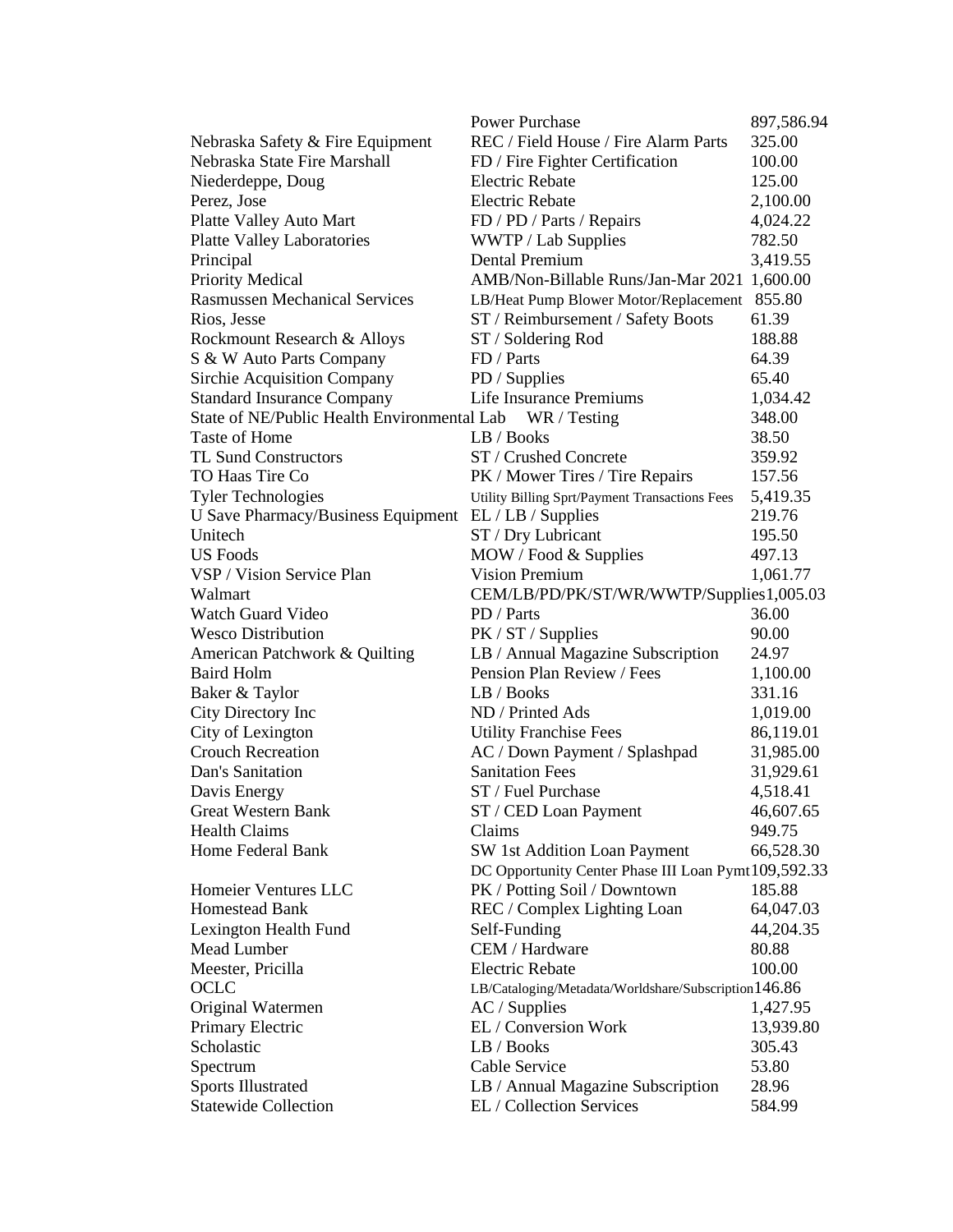| | | |
|---|---|---|
| | Power Purchase | 897,586.94 |
| Nebraska Safety & Fire Equipment | REC / Field House / Fire Alarm Parts | 325.00 |
| Nebraska State Fire Marshall | FD / Fire Fighter Certification | 100.00 |
| Niederdeppe, Doug | Electric Rebate | 125.00 |
| Perez, Jose | Electric Rebate | 2,100.00 |
| Platte Valley Auto Mart | FD / PD / Parts / Repairs | 4,024.22 |
| Platte Valley Laboratories | WWTP / Lab Supplies | 782.50 |
| Principal | Dental Premium | 3,419.55 |
| Priority Medical | AMB/Non-Billable Runs/Jan-Mar 2021 | 1,600.00 |
| Rasmussen Mechanical Services | LB/Heat Pump Blower Motor/Replacement | 855.80 |
| Rios, Jesse | ST / Reimbursement / Safety Boots | 61.39 |
| Rockmount Research & Alloys | ST / Soldering Rod | 188.88 |
| S & W Auto Parts Company | FD / Parts | 64.39 |
| Sirchie Acquisition Company | PD / Supplies | 65.40 |
| Standard Insurance Company | Life Insurance Premiums | 1,034.42 |
| State of NE/Public Health Environmental Lab | WR / Testing | 348.00 |
| Taste of Home | LB / Books | 38.50 |
| TL Sund Constructors | ST / Crushed Concrete | 359.92 |
| TO Haas Tire Co | PK / Mower Tires / Tire Repairs | 157.56 |
| Tyler Technologies | Utility Billing Sprt/Payment Transactions Fees | 5,419.35 |
| U Save Pharmacy/Business Equipment | EL / LB / Supplies | 219.76 |
| Unitech | ST / Dry Lubricant | 195.50 |
| US Foods | MOW / Food & Supplies | 497.13 |
| VSP / Vision Service Plan | Vision Premium | 1,061.77 |
| Walmart | CEM/LB/PD/PK/ST/WR/WWTP/Supplies | 1,005.03 |
| Watch Guard Video | PD / Parts | 36.00 |
| Wesco Distribution | PK / ST / Supplies | 90.00 |
| American Patchwork & Quilting | LB / Annual Magazine Subscription | 24.97 |
| Baird Holm | Pension Plan Review / Fees | 1,100.00 |
| Baker & Taylor | LB / Books | 331.16 |
| City Directory Inc | ND / Printed Ads | 1,019.00 |
| City of Lexington | Utility Franchise Fees | 86,119.01 |
| Crouch Recreation | AC / Down Payment / Splashpad | 31,985.00 |
| Dan's Sanitation | Sanitation Fees | 31,929.61 |
| Davis Energy | ST / Fuel Purchase | 4,518.41 |
| Great Western Bank | ST / CED Loan Payment | 46,607.65 |
| Health Claims | Claims | 949.75 |
| Home Federal Bank | SW 1st Addition Loan Payment | 66,528.30 |
| | DC Opportunity Center Phase III Loan Pymt | 109,592.33 |
| Homeier Ventures LLC | PK / Potting Soil / Downtown | 185.88 |
| Homestead Bank | REC / Complex Lighting Loan | 64,047.03 |
| Lexington Health Fund | Self-Funding | 44,204.35 |
| Mead Lumber | CEM / Hardware | 80.88 |
| Meester, Pricilla | Electric Rebate | 100.00 |
| OCLC | LB/Cataloging/Metadata/Worldshare/Subscription | 146.86 |
| Original Watermen | AC / Supplies | 1,427.95 |
| Primary Electric | EL / Conversion Work | 13,939.80 |
| Scholastic | LB / Books | 305.43 |
| Spectrum | Cable Service | 53.80 |
| Sports Illustrated | LB / Annual Magazine Subscription | 28.96 |
| Statewide Collection | EL / Collection Services | 584.99 |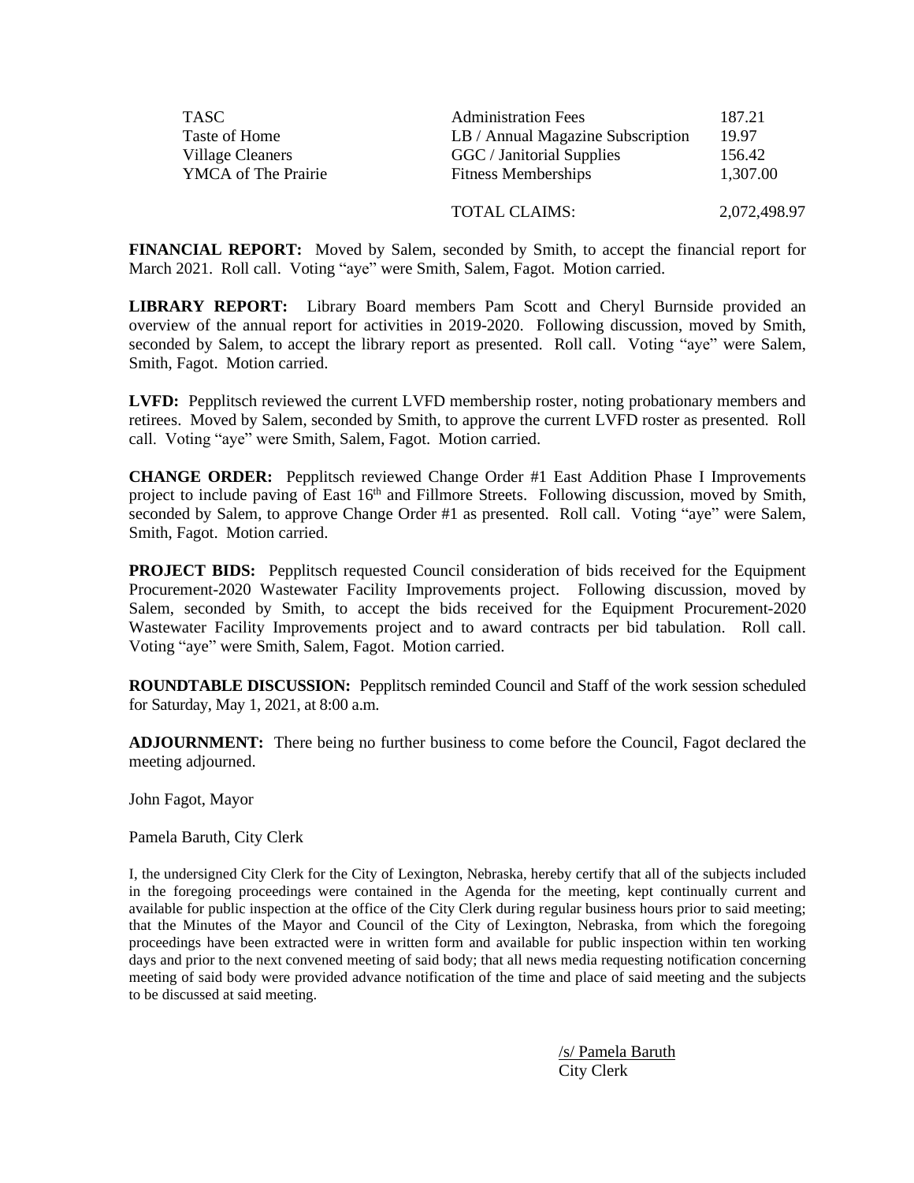| | | |
|---|---|---|
| TASC | Administration Fees | 187.21 |
| Taste of Home | LB / Annual Magazine Subscription | 19.97 |
| Village Cleaners | GGC / Janitorial Supplies | 156.42 |
| YMCA of The Prairie | Fitness Memberships | 1,307.00 |
| | TOTAL CLAIMS: | 2,072,498.97 |

**FINANCIAL REPORT:** Moved by Salem, seconded by Smith, to accept the financial report for March 2021. Roll call. Voting "aye" were Smith, Salem, Fagot. Motion carried.

**LIBRARY REPORT:** Library Board members Pam Scott and Cheryl Burnside provided an overview of the annual report for activities in 2019-2020. Following discussion, moved by Smith, seconded by Salem, to accept the library report as presented. Roll call. Voting "aye" were Salem, Smith, Fagot. Motion carried.

**LVFD:** Pepplitsch reviewed the current LVFD membership roster, noting probationary members and retirees. Moved by Salem, seconded by Smith, to approve the current LVFD roster as presented. Roll call. Voting "aye" were Smith, Salem, Fagot. Motion carried.

**CHANGE ORDER:** Pepplitsch reviewed Change Order #1 East Addition Phase I Improvements project to include paving of East 16th and Fillmore Streets. Following discussion, moved by Smith, seconded by Salem, to approve Change Order #1 as presented. Roll call. Voting "aye" were Salem, Smith, Fagot. Motion carried.

**PROJECT BIDS:** Pepplitsch requested Council consideration of bids received for the Equipment Procurement-2020 Wastewater Facility Improvements project. Following discussion, moved by Salem, seconded by Smith, to accept the bids received for the Equipment Procurement-2020 Wastewater Facility Improvements project and to award contracts per bid tabulation. Roll call. Voting "aye" were Smith, Salem, Fagot. Motion carried.

**ROUNDTABLE DISCUSSION:** Pepplitsch reminded Council and Staff of the work session scheduled for Saturday, May 1, 2021, at 8:00 a.m.

**ADJOURNMENT:** There being no further business to come before the Council, Fagot declared the meeting adjourned.

John Fagot, Mayor

Pamela Baruth, City Clerk

I, the undersigned City Clerk for the City of Lexington, Nebraska, hereby certify that all of the subjects included in the foregoing proceedings were contained in the Agenda for the meeting, kept continually current and available for public inspection at the office of the City Clerk during regular business hours prior to said meeting; that the Minutes of the Mayor and Council of the City of Lexington, Nebraska, from which the foregoing proceedings have been extracted were in written form and available for public inspection within ten working days and prior to the next convened meeting of said body; that all news media requesting notification concerning meeting of said body were provided advance notification of the time and place of said meeting and the subjects to be discussed at said meeting.

/s/ Pamela Baruth
City Clerk